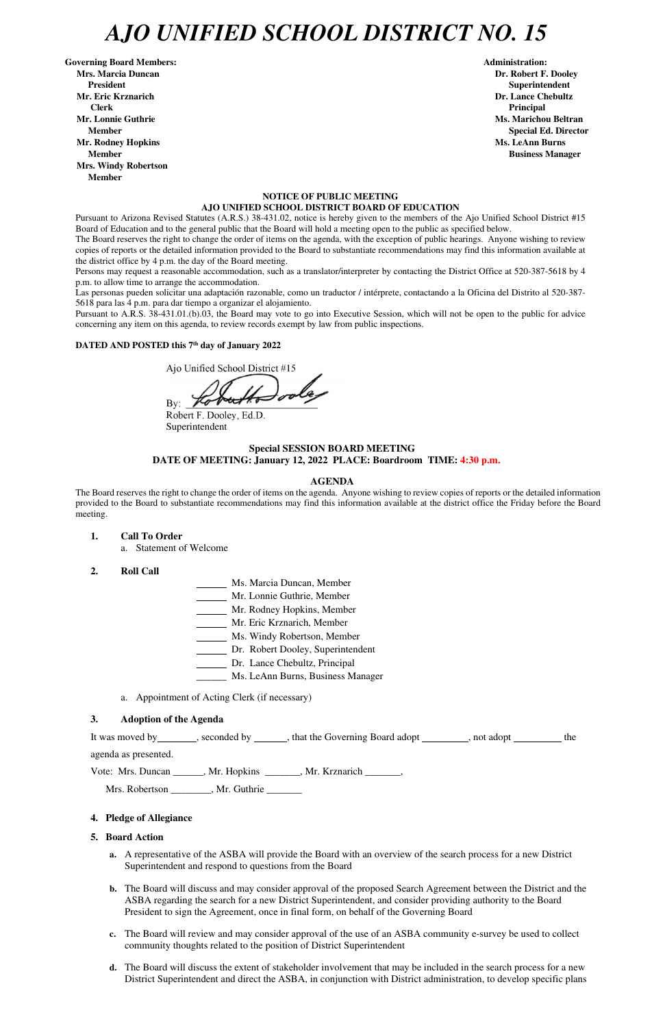# *AJO UNIFIED SCHOOL DISTRICT NO. 15*

**Governing Board Members:**
**Mrs. Marcia Duncan**
**President**
**Mr. Eric Krznarich**
**Clerk**
**Mr. Lonnie Guthrie**
**Member**
**Mr. Rodney Hopkins**
**Member**
**Mrs. Windy Robertson**
**Member**

**Administration:**
**Dr. Robert F. Dooley**
**Superintendent**
**Dr. Lance Chebultz**
**Principal**
**Ms. Marichou Beltran**
**Special Ed. Director**
**Ms. LeAnn Burns**
**Business Manager**

**NOTICE OF PUBLIC MEETING**
**AJO UNIFIED SCHOOL DISTRICT BOARD OF EDUCATION**

Pursuant to Arizona Revised Statutes (A.R.S.) 38-431.02, notice is hereby given to the members of the Ajo Unified School District #15 Board of Education and to the general public that the Board will hold a meeting open to the public as specified below.

The Board reserves the right to change the order of items on the agenda, with the exception of public hearings. Anyone wishing to review copies of reports or the detailed information provided to the Board to substantiate recommendations may find this information available at the district office by 4 p.m. the day of the Board meeting.

Persons may request a reasonable accommodation, such as a translator/interpreter by contacting the District Office at 520-387-5618 by 4 p.m. to allow time to arrange the accommodation.

Las personas pueden solicitar una adaptación razonable, como un traductor / intérprete, contactando a la Oficina del Distrito al 520-387-5618 para las 4 p.m. para dar tiempo a organizar el alojamiento.

Pursuant to A.R.S. 38-431.01.(b).03, the Board may vote to go into Executive Session, which will not be open to the public for advice concerning any item on this agenda, to review records exempt by law from public inspections.

**DATED AND POSTED this 7th day of January 2022**

Ajo Unified School District #15

By: _______________

Robert F. Dooley, Ed.D.
Superintendent

**Special SESSION BOARD MEETING**
**DATE OF MEETING: January 12, 2022 PLACE: Boardroom TIME: 4:30 p.m.**

**AGENDA**

The Board reserves the right to change the order of items on the agenda. Anyone wishing to review copies of reports or the detailed information provided to the Board to substantiate recommendations may find this information available at the district office the Friday before the Board meeting.

1. **Call To Order**
   a. Statement of Welcome

2. **Roll Call**

   ______ Ms. Marcia Duncan, Member
   ______ Mr. Lonnie Guthrie, Member
   ______ Mr. Rodney Hopkins, Member
   ______ Mr. Eric Krznarich, Member
   ______ Ms. Windy Robertson, Member
   ______ Dr. Robert Dooley, Superintendent
   ______ Dr. Lance Chebultz, Principal
   ______ Ms. LeAnn Burns, Business Manager

   a. Appointment of Acting Clerk (if necessary)

3. **Adoption of the Agenda**

It was moved by________, seconded by ______, that the Governing Board adopt _________, not adopt _________ the agenda as presented.

Vote: Mrs. Duncan ______, Mr. Hopkins _______, Mr. Krznarich _______,

Mrs. Robertson ________, Mr. Guthrie _______

4. **Pledge of Allegiance**

5. **Board Action**

   **a.** A representative of the ASBA will provide the Board with an overview of the search process for a new District Superintendent and respond to questions from the Board

   **b.** The Board will discuss and may consider approval of the proposed Search Agreement between the District and the ASBA regarding the search for a new District Superintendent, and consider providing authority to the Board President to sign the Agreement, once in final form, on behalf of the Governing Board

   **c.** The Board will review and may consider approval of the use of an ASBA community e-survey be used to collect community thoughts related to the position of District Superintendent

   **d.** The Board will discuss the extent of stakeholder involvement that may be included in the search process for a new District Superintendent and direct the ASBA, in conjunction with District administration, to develop specific plans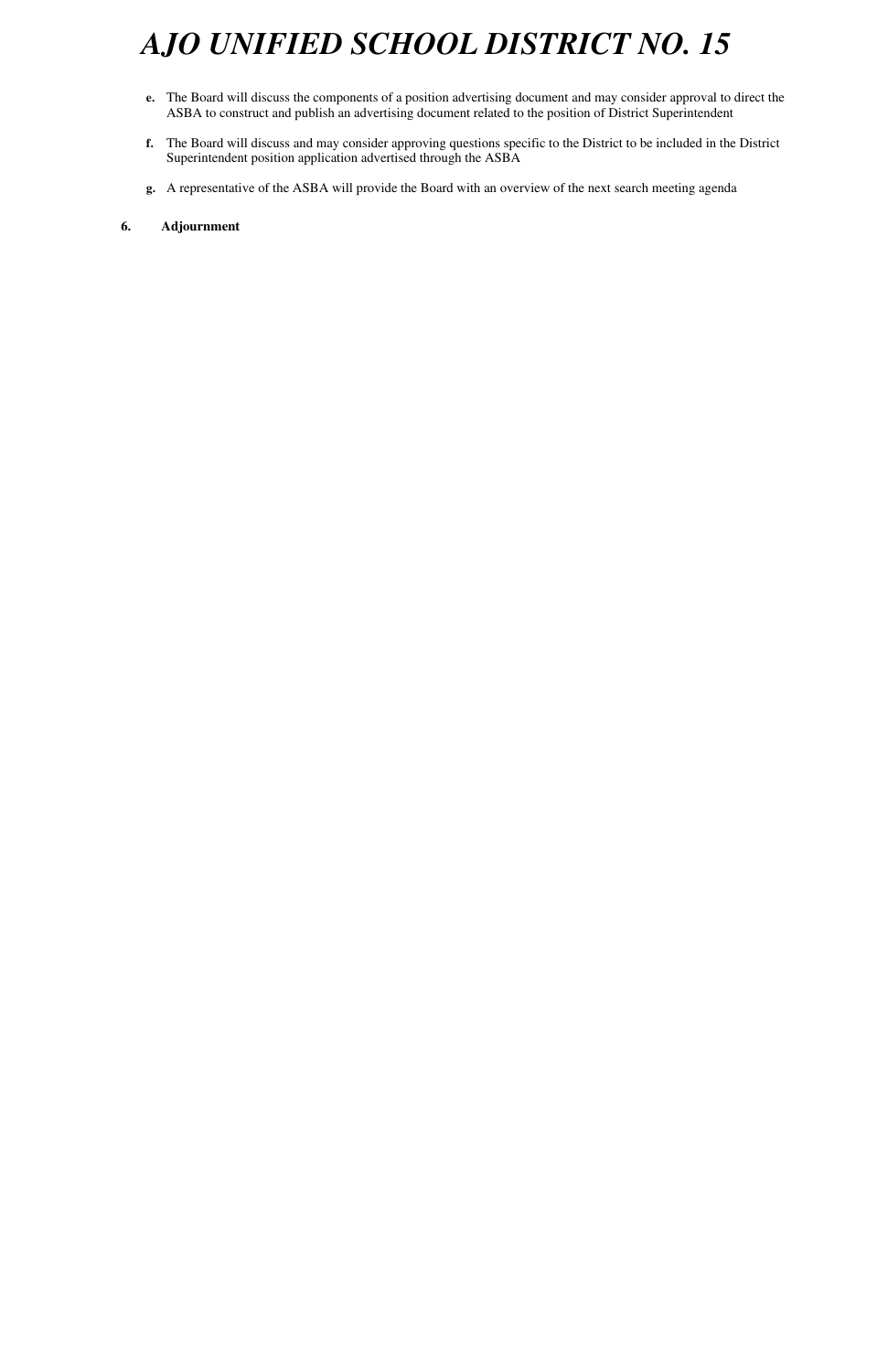e. The Board will discuss the components of a position advertising document and may consider approval to direct the ASBA to construct and publish an advertising document related to the position of District Superintendent

f. The Board will discuss and may consider approving questions specific to the District to be included in the District Superintendent position application advertised through the ASBA

g. A representative of the ASBA will provide the Board with an overview of the next search meeting agenda

**6. Adjournment**